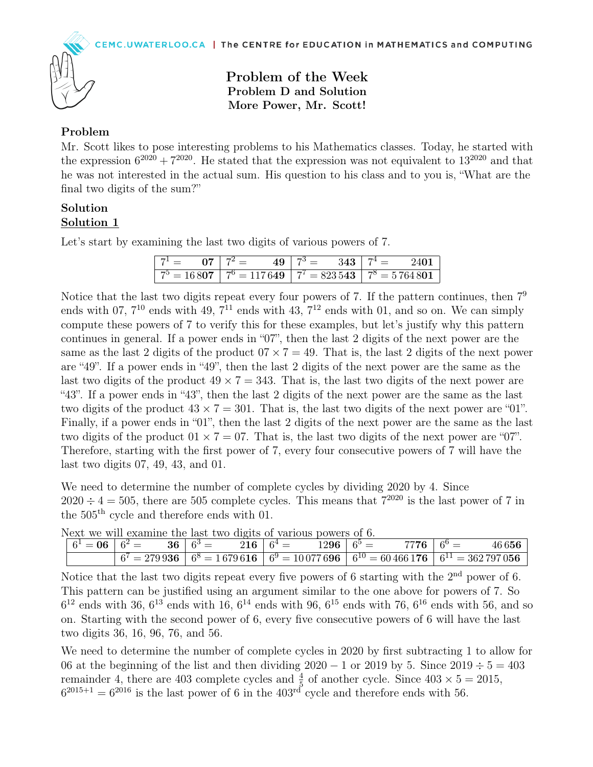# Problem of the Week
## Problem D and Solution
## More Power, Mr. Scott!

### Problem

Mr. Scott likes to pose interesting problems to his Mathematics classes. Today, he started with the expression $6^{2020} + 7^{2020}$. He stated that the expression was not equivalent to $13^{2020}$ and that he was not interested in the actual sum. His question to his class and to you is, "What are the final two digits of the sum?"

### Solution

**Solution 1**

Let's start by examining the last two digits of various powers of 7.

| | | | |
|---|---|---|---|
| $7^1 =$ **07** | $7^2 =$ **49** | $7^3 =$ **343** | $7^4 =$ 24**01** |
| $7^5 =$ 16 8**07** | $7^6 =$ 117 6**49** | $7^7 =$ 823 5**43** | $7^8 =$ 5 764 8**01** |

Notice that the last two digits repeat every four powers of 7. If the pattern continues, then $7^9$ ends with 07, $7^{10}$ ends with 49, $7^{11}$ ends with 43, $7^{12}$ ends with 01, and so on. We can simply compute these powers of 7 to verify this for these examples, but let's justify why this pattern continues in general. If a power ends in "07", then the last 2 digits of the next power are the same as the last 2 digits of the product $07 \times 7 = 49$. That is, the last 2 digits of the next power are "49". If a power ends in "49", then the last 2 digits of the next power are the same as the last two digits of the product $49 \times 7 = 343$. That is, the last two digits of the next power are "43". If a power ends in "43", then the last 2 digits of the next power are the same as the last two digits of the product $43 \times 7 = 301$. That is, the last two digits of the next power are "01". Finally, if a power ends in "01", then the last 2 digits of the next power are the same as the last two digits of the product $01 \times 7 = 07$. That is, the last two digits of the next power are "07". Therefore, starting with the first power of 7, every four consecutive powers of 7 will have the last two digits 07, 49, 43, and 01.

We need to determine the number of complete cycles by dividing 2020 by 4. Since $2020 \div 4 = 505$, there are 505 complete cycles. This means that $7^{2020}$ is the last power of 7 in the 505$^{\text{th}}$ cycle and therefore ends with 01.

Next we will examine the last two digits of various powers of 6.

| | | | | | |
|---|---|---|---|---|---|
| $6^1 =$ **06** | $6^2 =$ **36** | $6^3 =$ 2**16** | $6^4 =$ 12**96** | $6^5 =$ 77**76** | $6^6 =$ 46 6**56** |
| | $6^7 =$ 279 9**36** | $6^8 =$ 1 679 6**16** | $6^9 =$ 10 077 6**96** | $6^{10} =$ 60 466 1**76** | $6^{11} =$ 362 797 0**56** |

Notice that the last two digits repeat every five powers of 6 starting with the 2$^{\text{nd}}$ power of 6. This pattern can be justified using an argument similar to the one above for powers of 7. So $6^{12}$ ends with 36, $6^{13}$ ends with 16, $6^{14}$ ends with 96, $6^{15}$ ends with 76, $6^{16}$ ends with 56, and so on. Starting with the second power of 6, every five consecutive powers of 6 will have the last two digits 36, 16, 96, 76, and 56.

We need to determine the number of complete cycles in 2020 by first subtracting 1 to allow for 06 at the beginning of the list and then dividing $2020 - 1$ or 2019 by 5. Since $2019 \div 5 = 403$ remainder 4, there are 403 complete cycles and $\frac{4}{5}$ of another cycle. Since $403 \times 5 = 2015$, $6^{2015+1} = 6^{2016}$ is the last power of 6 in the 403$^{\text{rd}}$ cycle and therefore ends with 56.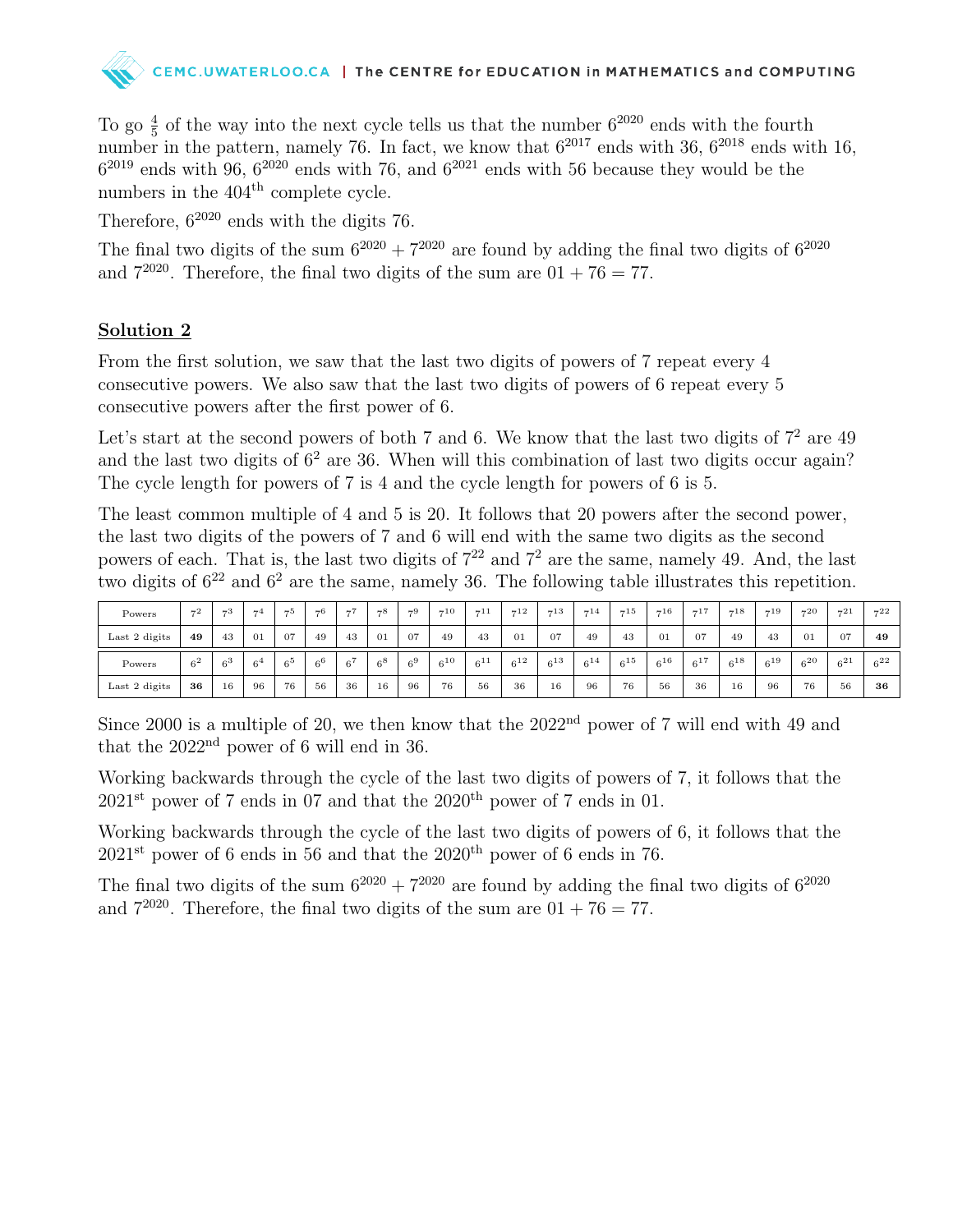To go $\frac{4}{5}$ of the way into the next cycle tells us that the number $6^{2020}$ ends with the fourth number in the pattern, namely 76. In fact, we know that $6^{2017}$ ends with 36, $6^{2018}$ ends with 16, $6^{2019}$ ends with 96, $6^{2020}$ ends with 76, and $6^{2021}$ ends with 56 because they would be the numbers in the 404th complete cycle.

Therefore, $6^{2020}$ ends with the digits 76.

The final two digits of the sum $6^{2020} + 7^{2020}$ are found by adding the final two digits of $6^{2020}$ and $7^{2020}$. Therefore, the final two digits of the sum are $01 + 76 = 77$.

## Solution 2

From the first solution, we saw that the last two digits of powers of 7 repeat every 4 consecutive powers. We also saw that the last two digits of powers of 6 repeat every 5 consecutive powers after the first power of 6.

Let's start at the second powers of both 7 and 6. We know that the last two digits of $7^2$ are 49 and the last two digits of $6^2$ are 36. When will this combination of last two digits occur again? The cycle length for powers of 7 is 4 and the cycle length for powers of 6 is 5.

The least common multiple of 4 and 5 is 20. It follows that 20 powers after the second power, the last two digits of the powers of 7 and 6 will end with the same two digits as the second powers of each. That is, the last two digits of $7^{22}$ and $7^2$ are the same, namely 49. And, the last two digits of $6^{22}$ and $6^2$ are the same, namely 36. The following table illustrates this repetition.

| Powers | $7^2$ | $7^3$ | $7^4$ | $7^5$ | $7^6$ | $7^7$ | $7^8$ | $7^9$ | $7^{10}$ | $7^{11}$ | $7^{12}$ | $7^{13}$ | $7^{14}$ | $7^{15}$ | $7^{16}$ | $7^{17}$ | $7^{18}$ | $7^{19}$ | $7^{20}$ | $7^{21}$ | $7^{22}$ |
|---|---|---|---|---|---|---|---|---|---|---|---|---|---|---|---|---|---|---|---|---|---|
| Last 2 digits | **49** | 43 | 01 | 07 | 49 | 43 | 01 | 07 | 49 | 43 | 01 | 07 | 49 | 43 | 01 | 07 | 49 | 43 | 01 | 07 | **49** |
| Powers | $6^2$ | $6^3$ | $6^4$ | $6^5$ | $6^6$ | $6^7$ | $6^8$ | $6^9$ | $6^{10}$ | $6^{11}$ | $6^{12}$ | $6^{13}$ | $6^{14}$ | $6^{15}$ | $6^{16}$ | $6^{17}$ | $6^{18}$ | $6^{19}$ | $6^{20}$ | $6^{21}$ | $6^{22}$ |
| Last 2 digits | **36** | 16 | 96 | 76 | 56 | 36 | 16 | 96 | 76 | 56 | 36 | 16 | 96 | 76 | 56 | 36 | 16 | 96 | 76 | 56 | **36** |

Since 2000 is a multiple of 20, we then know that the 2022nd power of 7 will end with 49 and that the 2022nd power of 6 will end in 36.

Working backwards through the cycle of the last two digits of powers of 7, it follows that the 2021st power of 7 ends in 07 and that the 2020th power of 7 ends in 01.

Working backwards through the cycle of the last two digits of powers of 6, it follows that the 2021st power of 6 ends in 56 and that the 2020th power of 6 ends in 76.

The final two digits of the sum $6^{2020} + 7^{2020}$ are found by adding the final two digits of $6^{2020}$ and $7^{2020}$. Therefore, the final two digits of the sum are $01 + 76 = 77$.